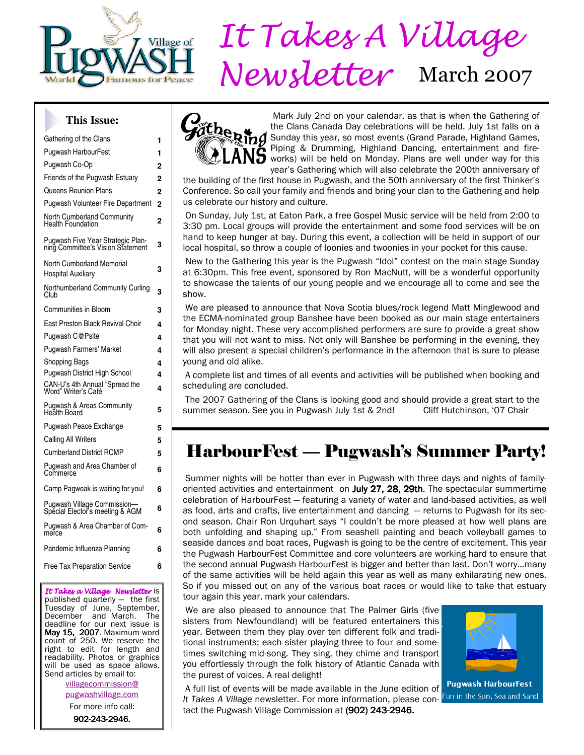# It Takes A Village Newsletter March 2007

### This Issue:

| | |
|---|---|
| Gathering of the Clans | 1 |
| Pugwash HarbourFest | 1 |
| Pugwash Co-Op | 2 |
| Friends of the Pugwash Estuary | 2 |
| Queens Reunion Plans | 2 |
| Pugwash Volunteer Fire Department | 2 |
| North Cumberland Community Health Foundation | 2 |
| Pugwash Five Year Strategic Planning Committee's Vision Statement | 3 |
| North Cumberland Memorial Hospital Auxiliary | 3 |
| Northumberland Community Curling Club | 3 |
| Communities in Bloom | 3 |
| East Preston Black Revival Choir | 4 |
| Pugwash C@Psite | 4 |
| Pugwash Farmers' Market | 4 |
| Shopping Bags | 4 |
| Pugwash District High School | 4 |
| CAN-U's 4th Annual "Spread the Word" Writer's Café | 4 |
| Pugwash & Areas Community Health Board | 5 |
| Pugwash Peace Exchange | 5 |
| Calling All Writers | 5 |
| Cumberland District RCMP | 5 |
| Pugwash and Area Chamber of Commerce | 6 |
| Camp Pagweak is waiting for you! | 6 |
| Pugwash Village Commission—Special Elector's meeting & AGM | 6 |
| Pugwash & Area Chamber of Commerce | 6 |
| Pandemic Influenza Planning | 6 |
| Free Tax Preparation Service | 6 |

*It Takes a Village Newsletter* is published quarterly — the first Tuesday of June, September, December and March. The deadline for our next issue is **May 15, 2007**. Maximum word count of 250. We reserve the right to edit for length and readability. Photos or graphics will be used as space allows. Send articles by email to: villagecommission@pugwashvillage.com

For more info call: 902-243-2946.

## The Gathering of the Clans

Mark July 2nd on your calendar, as that is when the Gathering of the Clans Canada Day celebrations will be held. July 1st falls on a Sunday this year, so most events (Grand Parade, Highland Games, Piping & Drumming, Highland Dancing, entertainment and fireworks) will be held on Monday. Plans are well under way for this year's Gathering which will also celebrate the 200th anniversary of the building of the first house in Pugwash, and the 50th anniversary of the first Thinker's Conference. So call your family and friends and bring your clan to the Gathering and help us celebrate our history and culture.

On Sunday, July 1st, at Eaton Park, a free Gospel Music service will be held from 2:00 to 3:30 pm. Local groups will provide the entertainment and some food services will be on hand to keep hunger at bay. During this event, a collection will be held in support of our local hospital, so throw a couple of loonies and twoonies in your pocket for this cause.

New to the Gathering this year is the Pugwash "Idol" contest on the main stage Sunday at 6:30pm. This free event, sponsored by Ron MacNutt, will be a wonderful opportunity to showcase the talents of our young people and we encourage all to come and see the show.

We are pleased to announce that Nova Scotia blues/rock legend Matt Minglewood and the ECMA-nominated group Banshee have been booked as our main stage entertainers for Monday night. These very accomplished performers are sure to provide a great show that you will not want to miss. Not only will Banshee be performing in the evening, they will also present a special children's performance in the afternoon that is sure to please young and old alike.

A complete list and times of all events and activities will be published when booking and scheduling are concluded.

The 2007 Gathering of the Clans is looking good and should provide a great start to the summer season. See you in Pugwash July 1st & 2nd! Cliff Hutchinson, '07 Chair

## HarbourFest — Pugwash's Summer Party!

Summer nights will be hotter than ever in Pugwash with three days and nights of family-oriented activities and entertainment on **July 27, 28, 29th.** The spectacular summertime celebration of HarbourFest — featuring a variety of water and land-based activities, as well as food, arts and crafts, live entertainment and dancing — returns to Pugwash for its second season. Chair Ron Urquhart says "I couldn't be more pleased at how well plans are both unfolding and shaping up." From seashell painting and beach volleyball games to seaside dances and boat races, Pugwash is going to be the centre of excitement. This year the Pugwash HarbourFest Committee and core volunteers are working hard to ensure that the second annual Pugwash HarbourFest is bigger and better than last. Don't worry...many of the same activities will be held again this year as well as many exhilarating new ones. So if you missed out on any of the various boat races or would like to take that estuary tour again this year, mark your calendars.

We are also pleased to announce that The Palmer Girls (five sisters from Newfoundland) will be featured entertainers this year. Between them they play over ten different folk and traditional instruments; each sister playing three to four and sometimes switching mid-song. They sing, they chime and transport you effortlessly through the folk history of Atlantic Canada with the purest of voices. A real delight!

A full list of events will be made available in the June edition of *It Takes A Village* newsletter. For more information, please contact the Pugwash Village Commission at (902) 243-2946.

Pugwash HarbourFest
Fun in the Sun, Sea and Sand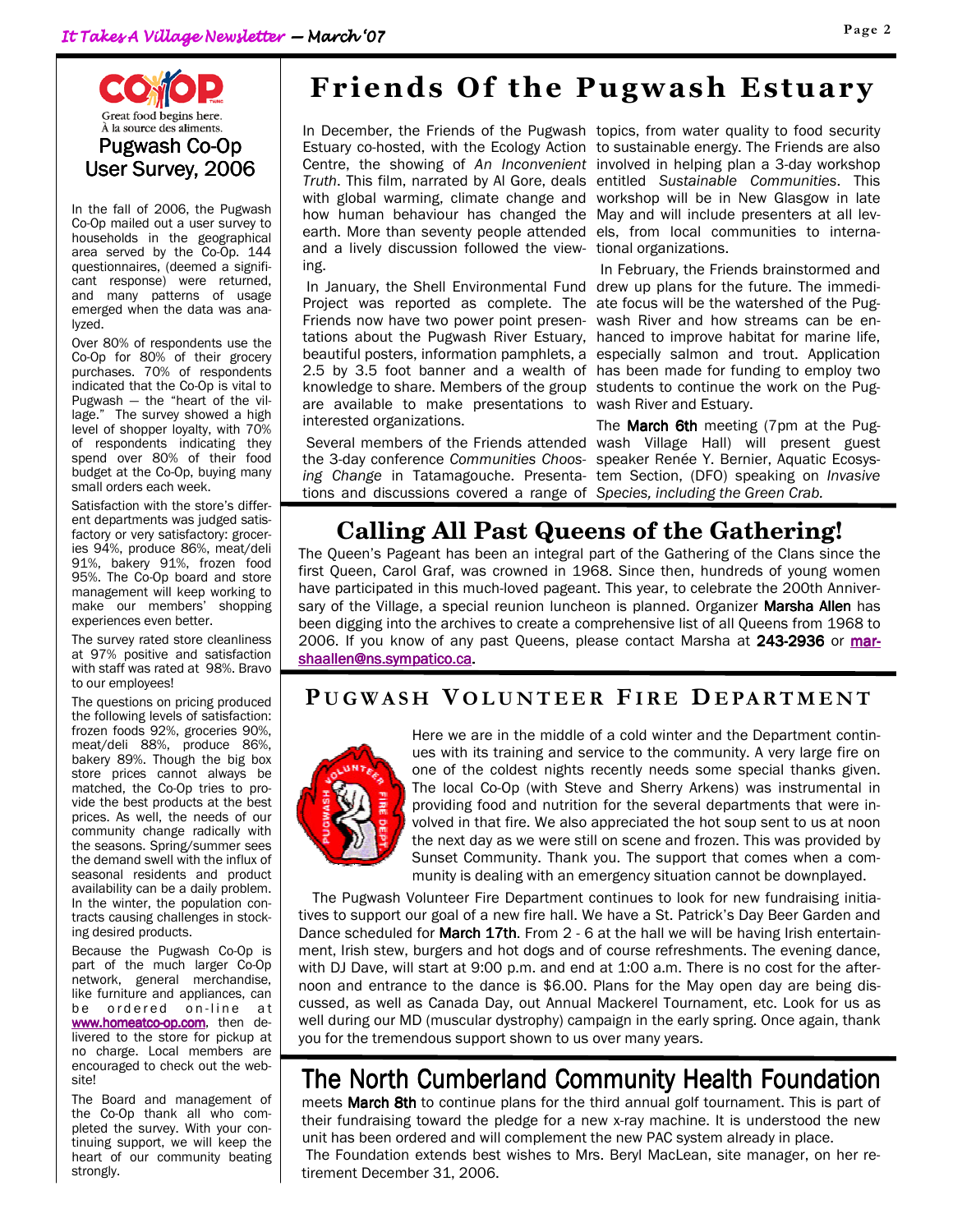## Pugwash Co-Op User Survey, 2006

In the fall of 2006, the Pugwash Co-Op mailed out a user survey to households in the geographical area served by the Co-Op. 144 questionnaires, (deemed a significant response) were returned, and many patterns of usage emerged when the data was analyzed.

Over 80% of respondents use the Co-Op for 80% of their grocery purchases. 70% of respondents indicated that the Co-Op is vital to Pugwash — the "heart of the village." The survey showed a high level of shopper loyalty, with 70% of respondents indicating they spend over 80% of their food budget at the Co-Op, buying many small orders each week.

Satisfaction with the store's different departments was judged satisfactory or very satisfactory: groceries 94%, produce 86%, meat/deli 91%, bakery 91%, frozen food 95%. The Co-Op board and store management will keep working to make our members' shopping experiences even better.

The survey rated store cleanliness at 97% positive and satisfaction with staff was rated at 98%. Bravo to our employees!

The questions on pricing produced the following levels of satisfaction: frozen foods 92%, groceries 90%, meat/deli 88%, produce 86%, bakery 89%. Though the big box store prices cannot always be matched, the Co-Op tries to provide the best products at the best prices. As well, the needs of our community change radically with the seasons. Spring/summer sees the demand swell with the influx of seasonal residents and product availability can be a daily problem. In the winter, the population contracts causing challenges in stocking desired products.

Because the Pugwash Co-Op is part of the much larger Co-Op network, general merchandise, like furniture and appliances, can be ordered on-line at www.homeatco-op.com, then delivered to the store for pickup at no charge. Local members are encouraged to check out the website!

The Board and management of the Co-Op thank all who completed the survey. With your continuing support, we will keep the heart of our community beating strongly.

# Friends Of the Pugwash Estuary

In December, the Friends of the Pugwash Estuary co-hosted, with the Ecology Action Centre, the showing of *An Inconvenient Truth*. This film, narrated by Al Gore, deals with global warming, climate change and how human behaviour has changed the earth. More than seventy people attended and a lively discussion followed the viewing.

In January, the Shell Environmental Fund Project was reported as complete. The Friends now have two power point presentations about the Pugwash River Estuary, beautiful posters, information pamphlets, a 2.5 by 3.5 foot banner and a wealth of knowledge to share. Members of the group are available to make presentations to interested organizations.

Several members of the Friends attended the 3-day conference *Communities Choosing Change* in Tatamagouche. Presentations and discussions covered a range of topics, from water quality to food security to sustainable energy. The Friends are also involved in helping plan a 3-day workshop entitled *Sustainable Communities*. This workshop will be in New Glasgow in late May and will include presenters at all levels, from local communities to international organizations.

In February, the Friends brainstormed and drew up plans for the future. The immediate focus will be the watershed of the Pugwash River and how streams can be enhanced to improve habitat for marine life, especially salmon and trout. Application has been made for funding to employ two students to continue the work on the Pugwash River and Estuary.

The **March 6th** meeting (7pm at the Pugwash Village Hall) will present guest speaker Renée Y. Bernier, Aquatic Ecosystem Section, (DFO) speaking on *Invasive Species, including the Green Crab.*

## Calling All Past Queens of the Gathering!

The Queen's Pageant has been an integral part of the Gathering of the Clans since the first Queen, Carol Graf, was crowned in 1968. Since then, hundreds of young women have participated in this much-loved pageant. This year, to celebrate the 200th Anniversary of the Village, a special reunion luncheon is planned. Organizer **Marsha Allen** has been digging into the archives to create a comprehensive list of all Queens from 1968 to 2006. If you know of any past Queens, please contact Marsha at **243-2936** or marshaallen@ns.sympatico.ca.

## Pugwash Volunteer Fire Department

Here we are in the middle of a cold winter and the Department continues with its training and service to the community. A very large fire on one of the coldest nights recently needs some special thanks given. The local Co-Op (with Steve and Sherry Arkens) was instrumental in providing food and nutrition for the several departments that were involved in that fire. We also appreciated the hot soup sent to us at noon the next day as we were still on scene and frozen. This was provided by Sunset Community. Thank you. The support that comes when a community is dealing with an emergency situation cannot be downplayed.

The Pugwash Volunteer Fire Department continues to look for new fundraising initiatives to support our goal of a new fire hall. We have a St. Patrick's Day Beer Garden and Dance scheduled for **March 17th**. From 2 - 6 at the hall we will be having Irish entertainment, Irish stew, burgers and hot dogs and of course refreshments. The evening dance, with DJ Dave, will start at 9:00 p.m. and end at 1:00 a.m. There is no cost for the afternoon and entrance to the dance is $6.00. Plans for the May open day are being discussed, as well as Canada Day, out Annual Mackerel Tournament, etc. Look for us as well during our MD (muscular dystrophy) campaign in the early spring. Once again, thank you for the tremendous support shown to us over many years.

## The North Cumberland Community Health Foundation

meets **March 8th** to continue plans for the third annual golf tournament. This is part of their fundraising toward the pledge for a new x-ray machine. It is understood the new unit has been ordered and will complement the new PAC system already in place.

The Foundation extends best wishes to Mrs. Beryl MacLean, site manager, on her retirement December 31, 2006.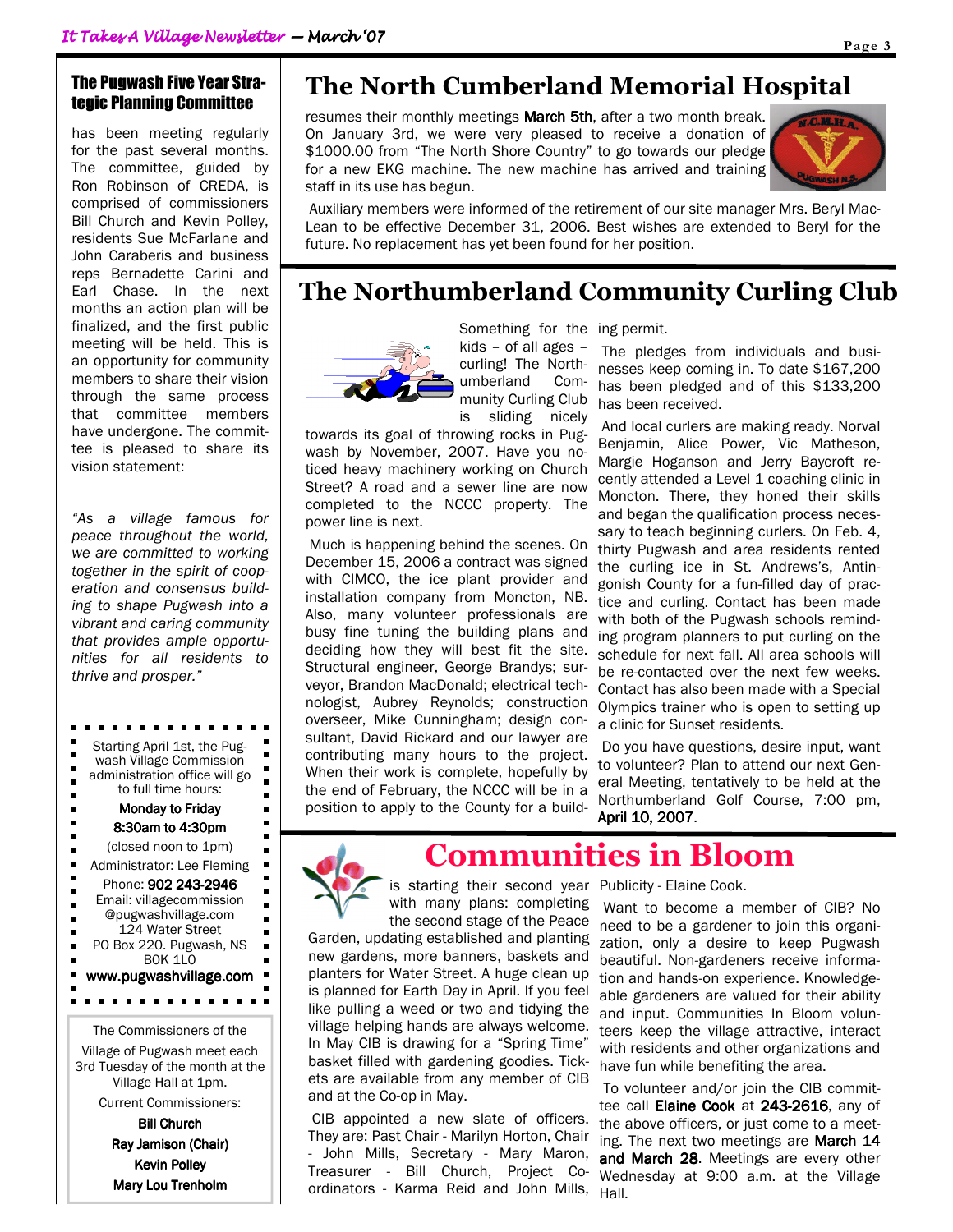## The Pugwash Five Year Strategic Planning Committee

has been meeting regularly for the past several months. The committee, guided by Ron Robinson of CREDA, is comprised of commissioners Bill Church and Kevin Polley, residents Sue McFarlane and John Caraberis and business reps Bernadette Carini and Earl Chase. In the next months an action plan will be finalized, and the first public meeting will be held. This is an opportunity for community members to share their vision through the same process that committee members have undergone. The committee is pleased to share its vision statement:

*"As a village famous for peace throughout the world, we are committed to working together in the spirit of cooperation and consensus building to shape Pugwash into a vibrant and caring community that provides ample opportunities for all residents to thrive and prosper."*

Starting April 1st, the Pugwash Village Commission administration office will go to full time hours:

**Monday to Friday**

**8:30am to 4:30pm**

(closed noon to 1pm)

Administrator: Lee Fleming

Phone: **902 243-2946**

Email: villagecommission@pugwashvillage.com

124 Water Street

PO Box 220. Pugwash, NS B0K 1L0

**www.pugwashvillage.com**

The Commissioners of the Village of Pugwash meet each 3rd Tuesday of the month at the Village Hall at 1pm.

Current Commissioners:

**Bill Church**

**Ray Jamison (Chair)**

**Kevin Polley**

**Mary Lou Trenholm**

# The North Cumberland Memorial Hospital

resumes their monthly meetings **March 5th**, after a two month break. On January 3rd, we were very pleased to receive a donation of $1000.00 from "The North Shore Country" to go towards our pledge for a new EKG machine. The new machine has arrived and training staff in its use has begun.

Auxiliary members were informed of the retirement of our site manager Mrs. Beryl MacLean to be effective December 31, 2006. Best wishes are extended to Beryl for the future. No replacement has yet been found for her position.

# The Northumberland Community Curling Club

Something for the kids – of all ages – curling! The Northumberland Community Curling Club is sliding nicely towards its goal of throwing rocks in Pugwash by November, 2007. Have you noticed heavy machinery working on Church Street? A road and a sewer line are now completed to the NCCC property. The power line is next.

Much is happening behind the scenes. On December 15, 2006 a contract was signed with CIMCO, the ice plant provider and installation company from Moncton, NB. Also, many volunteer professionals are busy fine tuning the building plans and deciding how they will best fit the site. Structural engineer, George Brandys; surveyor, Brandon MacDonald; electrical technologist, Aubrey Reynolds; construction overseer, Mike Cunningham; design consultant, David Rickard and our lawyer are contributing many hours to the project. When their work is complete, hopefully by the end of February, the NCCC will be in a position to apply to the County for a building permit.

The pledges from individuals and businesses keep coming in. To date $167,200 has been pledged and of this $133,200 has been received.

And local curlers are making ready. Norval Benjamin, Alice Power, Vic Matheson, Margie Hoganson and Jerry Baycroft recently attended a Level 1 coaching clinic in Moncton. There, they honed their skills and began the qualification process necessary to teach beginning curlers. On Feb. 4, thirty Pugwash and area residents rented the curling ice in St. Andrews's, Antigonish County for a fun-filled day of practice and curling. Contact has been made with both of the Pugwash schools reminding program planners to put curling on the schedule for next fall. All area schools will be re-contacted over the next few weeks. Contact has also been made with a Special Olympics trainer who is open to setting up a clinic for Sunset residents.

Do you have questions, desire input, want to volunteer? Plan to attend our next General Meeting, tentatively to be held at the Northumberland Golf Course, 7:00 pm, **April 10, 2007**.

# Communities in Bloom

is starting their second year with many plans: completing the second stage of the Peace Garden, updating established and planting new gardens, more banners, baskets and planters for Water Street. A huge clean up is planned for Earth Day in April. If you feel like pulling a weed or two and tidying the village helping hands are always welcome. In May CIB is drawing for a "Spring Time" basket filled with gardening goodies. Tickets are available from any member of CIB and at the Co-op in May.

CIB appointed a new slate of officers. They are: Past Chair - Marilyn Horton, Chair - John Mills, Secretary - Mary Maron, Treasurer - Bill Church, Project Coordinators - Karma Reid and John Mills, Publicity - Elaine Cook.

Want to become a member of CIB? No need to be a gardener to join this organization, only a desire to keep Pugwash beautiful. Non-gardeners receive information and hands-on experience. Knowledgeable gardeners are valued for their ability and input. Communities In Bloom volunteers keep the village attractive, interact with residents and other organizations and have fun while benefiting the area.

To volunteer and/or join the CIB committee call **Elaine Cook** at **243-2616**, any of the above officers, or just come to a meeting. The next two meetings are **March 14 and March 28**. Meetings are every other Wednesday at 9:00 a.m. at the Village Hall.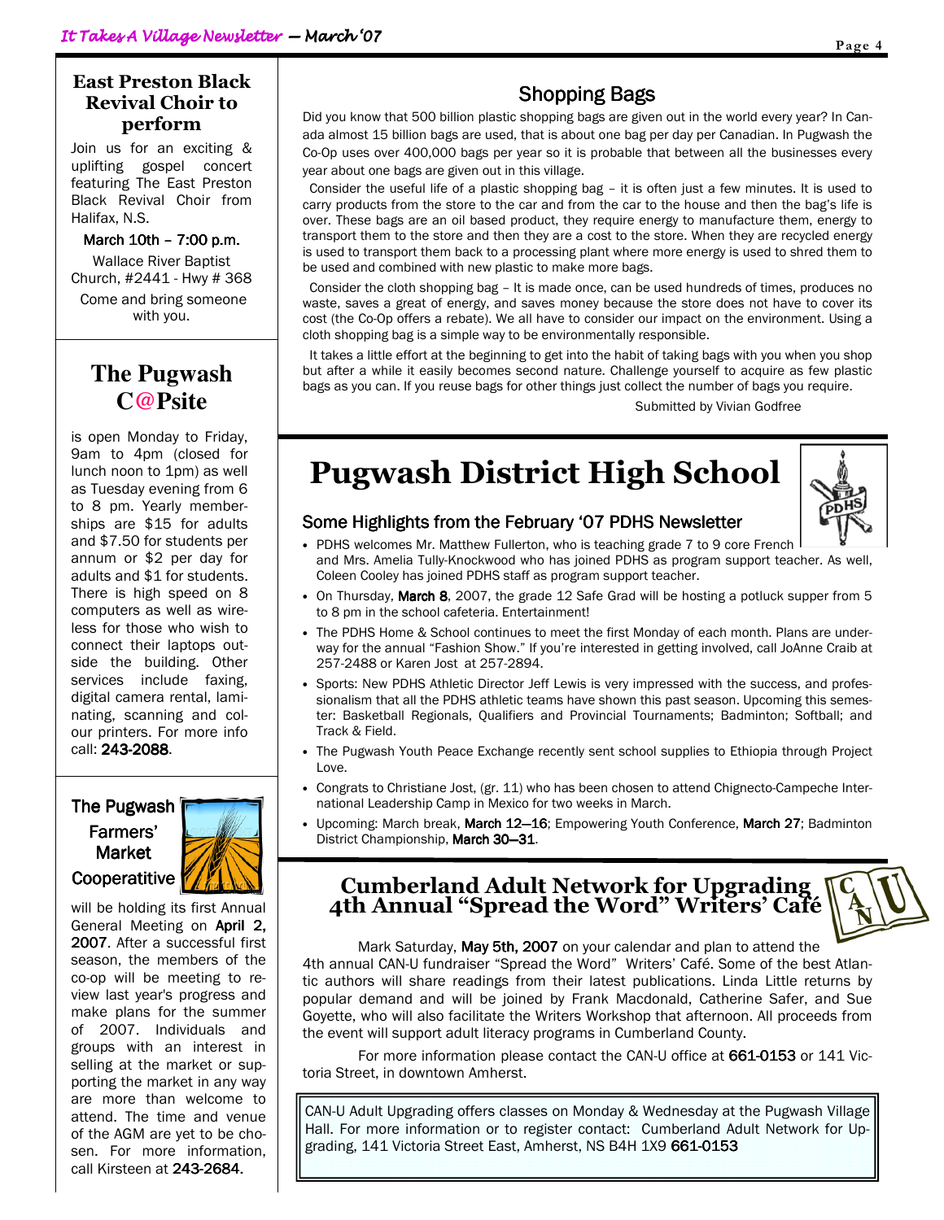## East Preston Black Revival Choir to perform

Join us for an exciting & uplifting gospel concert featuring The East Preston Black Revival Choir from Halifax, N.S.

March 10th – 7:00 p.m.

Wallace River Baptist Church, #2441 - Hwy # 368

Come and bring someone with you.

## The Pugwash C@Psite

is open Monday to Friday, 9am to 4pm (closed for lunch noon to 1pm) as well as Tuesday evening from 6 to 8 pm. Yearly memberships are $15 for adults and $7.50 for students per annum or $2 per day for adults and $1 for students. There is high speed on 8 computers as well as wireless for those who wish to connect their laptops outside the building. Other services include faxing, digital camera rental, laminating, scanning and colour printers. For more info call: **243-2088**.

## The Pugwash Farmers' Market Cooperatitive

will be holding its first Annual General Meeting on **April 2, 2007**. After a successful first season, the members of the co-op will be meeting to review last year's progress and make plans for the summer of 2007. Individuals and groups with an interest in selling at the market or supporting the market in any way are more than welcome to attend. The time and venue of the AGM are yet to be chosen. For more information, call Kirsteen at **243-2684.**

## Shopping Bags

Did you know that 500 billion plastic shopping bags are given out in the world every year? In Canada almost 15 billion bags are used, that is about one bag per day per Canadian. In Pugwash the Co-Op uses over 400,000 bags per year so it is probable that between all the businesses every year about one bags are given out in this village.

Consider the useful life of a plastic shopping bag – it is often just a few minutes. It is used to carry products from the store to the car and from the car to the house and then the bag's life is over. These bags are an oil based product, they require energy to manufacture them, energy to transport them to the store and then they are a cost to the store. When they are recycled energy is used to transport them back to a processing plant where more energy is used to shred them to be used and combined with new plastic to make more bags.

Consider the cloth shopping bag – It is made once, can be used hundreds of times, produces no waste, saves a great of energy, and saves money because the store does not have to cover its cost (the Co-Op offers a rebate). We all have to consider our impact on the environment. Using a cloth shopping bag is a simple way to be environmentally responsible.

It takes a little effort at the beginning to get into the habit of taking bags with you when you shop but after a while it easily becomes second nature. Challenge yourself to acquire as few plastic bags as you can. If you reuse bags for other things just collect the number of bags you require.

Submitted by Vivian Godfree

# Pugwash District High School

### Some Highlights from the February '07 PDHS Newsletter

- PDHS welcomes Mr. Matthew Fullerton, who is teaching grade 7 to 9 core French and Mrs. Amelia Tully-Knockwood who has joined PDHS as program support teacher. As well, Coleen Cooley has joined PDHS staff as program support teacher.
- On Thursday, **March 8**, 2007, the grade 12 Safe Grad will be hosting a potluck supper from 5 to 8 pm in the school cafeteria. Entertainment!
- The PDHS Home & School continues to meet the first Monday of each month. Plans are underway for the annual "Fashion Show." If you're interested in getting involved, call JoAnne Craib at 257-2488 or Karen Jost at 257-2894.
- Sports: New PDHS Athletic Director Jeff Lewis is very impressed with the success, and professionalism that all the PDHS athletic teams have shown this past season. Upcoming this semester: Basketball Regionals, Qualifiers and Provincial Tournaments; Badminton; Softball; and Track & Field.
- The Pugwash Youth Peace Exchange recently sent school supplies to Ethiopia through Project Love.
- Congrats to Christiane Jost, (gr. 11) who has been chosen to attend Chignecto-Campeche International Leadership Camp in Mexico for two weeks in March.
- Upcoming: March break, **March 12—16**; Empowering Youth Conference, **March 27**; Badminton District Championship, **March 30—31**.

## Cumberland Adult Network for Upgrading 4th Annual "Spread the Word" Writers' Café

Mark Saturday, **May 5th, 2007** on your calendar and plan to attend the 4th annual CAN-U fundraiser "Spread the Word" Writers' Café. Some of the best Atlantic authors will share readings from their latest publications. Linda Little returns by popular demand and will be joined by Frank Macdonald, Catherine Safer, and Sue Goyette, who will also facilitate the Writers Workshop that afternoon. All proceeds from the event will support adult literacy programs in Cumberland County.

For more information please contact the CAN-U office at **661-0153** or 141 Victoria Street, in downtown Amherst.

CAN-U Adult Upgrading offers classes on Monday & Wednesday at the Pugwash Village Hall. For more information or to register contact: Cumberland Adult Network for Upgrading, 141 Victoria Street East, Amherst, NS B4H 1X9 **661-0153**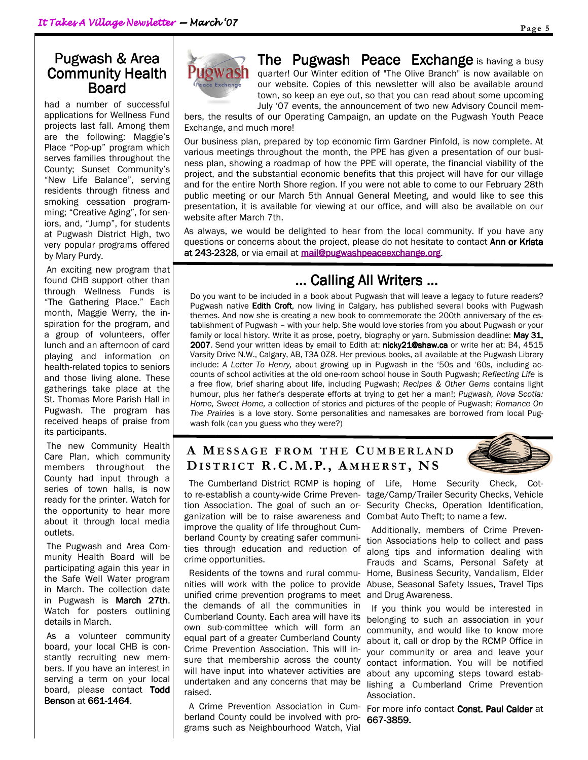## Pugwash & Area Community Health Board

had a number of successful applications for Wellness Fund projects last fall. Among them are the following: Maggie's Place "Pop-up" program which serves families throughout the County; Sunset Community's "New Life Balance", serving residents through fitness and smoking cessation programming; "Creative Aging", for seniors, and, "Jump", for students at Pugwash District High, two very popular programs offered by Mary Purdy.

An exciting new program that found CHB support other than through Wellness Funds is "The Gathering Place." Each month, Maggie Werry, the inspiration for the program, and a group of volunteers, offer lunch and an afternoon of card playing and information on health-related topics to seniors and those living alone. These gatherings take place at the St. Thomas More Parish Hall in Pugwash. The program has received heaps of praise from its participants.

The new Community Health Care Plan, which community members throughout the County had input through a series of town halls, is now ready for the printer. Watch for the opportunity to hear more about it through local media outlets.

The Pugwash and Area Community Health Board will be participating again this year in the Safe Well Water program in March. The collection date in Pugwash is **March 27th**. Watch for posters outlining details in March.

As a volunteer community board, your local CHB is constantly recruiting new members. If you have an interest in serving a term on your local board, please contact **Todd Benson** at **661-1464**.

## The Pugwash Peace Exchange

**The Pugwash Peace Exchange** is having a busy quarter! Our Winter edition of "The Olive Branch" is now available on our website. Copies of this newsletter will also be available around town, so keep an eye out, so that you can read about some upcoming July '07 events, the announcement of two new Advisory Council members, the results of our Operating Campaign, an update on the Pugwash Youth Peace Exchange, and much more!

Our business plan, prepared by top economic firm Gardner Pinfold, is now complete. At various meetings throughout the month, the PPE has given a presentation of our business plan, showing a roadmap of how the PPE will operate, the financial viability of the project, and the substantial economic benefits that this project will have for our village and for the entire North Shore region. If you were not able to come to our February 28th public meeting or our March 5th Annual General Meeting, and would like to see this presentation, it is available for viewing at our office, and will also be available on our website after March 7th.

As always, we would be delighted to hear from the local community. If you have any questions or concerns about the project, please do not hesitate to contact **Ann or Krista at 243-2328**, or via email at mail@pugwashpeaceexchange.org.

## ... Calling All Writers ...

Do you want to be included in a book about Pugwash that will leave a legacy to future readers? Pugwash native **Edith Croft**, now living in Calgary, has published several books with Pugwash themes. And now she is creating a new book to commemorate the 200th anniversary of the establishment of Pugwash – with your help. She would love stories from you about Pugwash or your family or local history. Write it as prose, poetry, biography or yarn. Submission deadline: **May 31, 2007**. Send your written ideas by email to Edith at: **nicky21@shaw.ca** or write her at: B4, 4515 Varsity Drive N.W., Calgary, AB, T3A 0Z8. Her previous books, all available at the Pugwash Library include: *A Letter To Henry,* about growing up in Pugwash in the '50s and '60s, including accounts of school activities at the old one-room school house in South Pugwash; *Reflecting Life* is a free flow, brief sharing about life, including Pugwash; *Recipes & Other Gems* contains light humour, plus her father's desperate efforts at trying to get her a man!; *Pugwash, Nova Scotia: Home, Sweet Home,* a collection of stories and pictures of the people of Pugwash; *Romance On The Prairies* is a love story. Some personalities and namesakes are borrowed from local Pugwash folk (can you guess who they were?)

## A Message from the Cumberland District R.C.M.P., Amherst, NS

The Cumberland District RCMP is hoping to re-establish a county-wide Crime Prevention Association. The goal of such an organization will be to raise awareness and improve the quality of life throughout Cumberland County by creating safer communities through education and reduction of crime opportunities.

Residents of the towns and rural communities will work with the police to provide unified crime prevention programs to meet the demands of all the communities in Cumberland County. Each area will have its own sub-committee which will form an equal part of a greater Cumberland County Crime Prevention Association. This will insure that membership across the county will have input into whatever activities are undertaken and any concerns that may be raised.

A Crime Prevention Association in Cumberland County could be involved with programs such as Neighbourhood Watch, Vial of Life, Home Security Check, Cottage/Camp/Trailer Security Checks, Vehicle Security Checks, Operation Identification, Combat Auto Theft; to name a few.

Additionally, members of Crime Prevention Associations help to collect and pass along tips and information dealing with Frauds and Scams, Personal Safety at Home, Business Security, Vandalism, Elder Abuse, Seasonal Safety Issues, Travel Tips and Drug Awareness.

If you think you would be interested in belonging to such an association in your community, and would like to know more about it, call or drop by the RCMP Office in your community or area and leave your contact information. You will be notified about any upcoming steps toward establishing a Cumberland Crime Prevention Association.

For more info contact **Const. Paul Calder** at **667-3859.**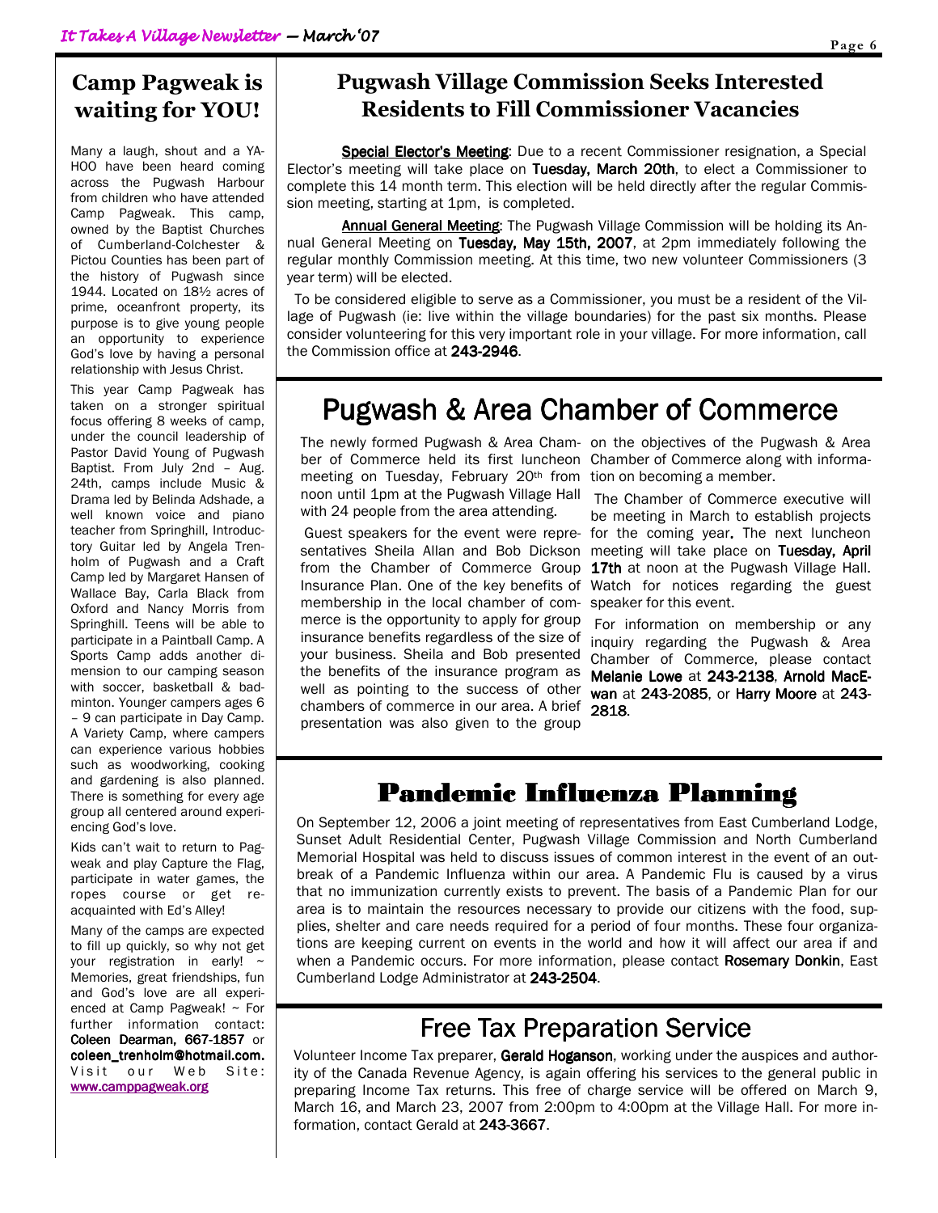## Camp Pagweak is waiting for YOU!

Many a laugh, shout and a YA-HOO have been heard coming across the Pugwash Harbour from children who have attended Camp Pagweak. This camp, owned by the Baptist Churches of Cumberland-Colchester & Pictou Counties has been part of the history of Pugwash since 1944. Located on 18½ acres of prime, oceanfront property, its purpose is to give young people an opportunity to experience God's love by having a personal relationship with Jesus Christ.

This year Camp Pagweak has taken on a stronger spiritual focus offering 8 weeks of camp, under the council leadership of Pastor David Young of Pugwash Baptist. From July 2nd – Aug. 24th, camps include Music & Drama led by Belinda Adshade, a well known voice and piano teacher from Springhill, Introductory Guitar led by Angela Trenholm of Pugwash and a Craft Camp led by Margaret Hansen of Wallace Bay, Carla Black from Oxford and Nancy Morris from Springhill. Teens will be able to participate in a Paintball Camp. A Sports Camp adds another dimension to our camping season with soccer, basketball & badminton. Younger campers ages 6 – 9 can participate in Day Camp. A Variety Camp, where campers can experience various hobbies such as woodworking, cooking and gardening is also planned. There is something for every age group all centered around experiencing God's love.

Kids can't wait to return to Pagweak and play Capture the Flag, participate in water games, the ropes course or get re-acquainted with Ed's Alley!

Many of the camps are expected to fill up quickly, so why not get your registration in early! ~ Memories, great friendships, fun and God's love are all experienced at Camp Pagweak! ~ For further information contact: **Coleen Dearman, 667-1857** or **coleen_trenholm@hotmail.com.** Visit our Web Site: www.camppagweak.org

## Pugwash Village Commission Seeks Interested Residents to Fill Commissioner Vacancies

**Special Elector's Meeting**: Due to a recent Commissioner resignation, a Special Elector's meeting will take place on **Tuesday, March 20th**, to elect a Commissioner to complete this 14 month term. This election will be held directly after the regular Commission meeting, starting at 1pm, is completed.

**Annual General Meeting**: The Pugwash Village Commission will be holding its Annual General Meeting on **Tuesday, May 15th, 2007**, at 2pm immediately following the regular monthly Commission meeting. At this time, two new volunteer Commissioners (3 year term) will be elected.

To be considered eligible to serve as a Commissioner, you must be a resident of the Village of Pugwash (ie: live within the village boundaries) for the past six months. Please consider volunteering for this very important role in your village. For more information, call the Commission office at **243-2946**.

## Pugwash & Area Chamber of Commerce

The newly formed Pugwash & Area Chamber of Commerce held its first luncheon meeting on Tuesday, February 20th from noon until 1pm at the Pugwash Village Hall with 24 people from the area attending.

Guest speakers for the event were representatives Sheila Allan and Bob Dickson from the Chamber of Commerce Group Insurance Plan. One of the key benefits of membership in the local chamber of commerce is the opportunity to apply for group insurance benefits regardless of the size of your business. Sheila and Bob presented the benefits of the insurance program as well as pointing to the success of other chambers of commerce in our area. A brief presentation was also given to the group on the objectives of the Pugwash & Area Chamber of Commerce along with information on becoming a member.

The Chamber of Commerce executive will be meeting in March to establish projects for the coming year**.** The next luncheon meeting will take place on **Tuesday, April 17th** at noon at the Pugwash Village Hall. Watch for notices regarding the guest speaker for this event.

For information on membership or any inquiry regarding the Pugwash & Area Chamber of Commerce, please contact **Melanie Lowe** at **243-2138**, **Arnold MacEwan** at **243-2085**, or **Harry Moore** at **243-2818**.

## Pandemic Influenza Planning

On September 12, 2006 a joint meeting of representatives from East Cumberland Lodge, Sunset Adult Residential Center, Pugwash Village Commission and North Cumberland Memorial Hospital was held to discuss issues of common interest in the event of an outbreak of a Pandemic Influenza within our area. A Pandemic Flu is caused by a virus that no immunization currently exists to prevent. The basis of a Pandemic Plan for our area is to maintain the resources necessary to provide our citizens with the food, supplies, shelter and care needs required for a period of four months. These four organizations are keeping current on events in the world and how it will affect our area if and when a Pandemic occurs. For more information, please contact **Rosemary Donkin**, East Cumberland Lodge Administrator at **243-2504**.

## Free Tax Preparation Service

Volunteer Income Tax preparer, **Gerald Hoganson**, working under the auspices and authority of the Canada Revenue Agency, is again offering his services to the general public in preparing Income Tax returns. This free of charge service will be offered on March 9, March 16, and March 23, 2007 from 2:00pm to 4:00pm at the Village Hall. For more information, contact Gerald at **243-3667**.